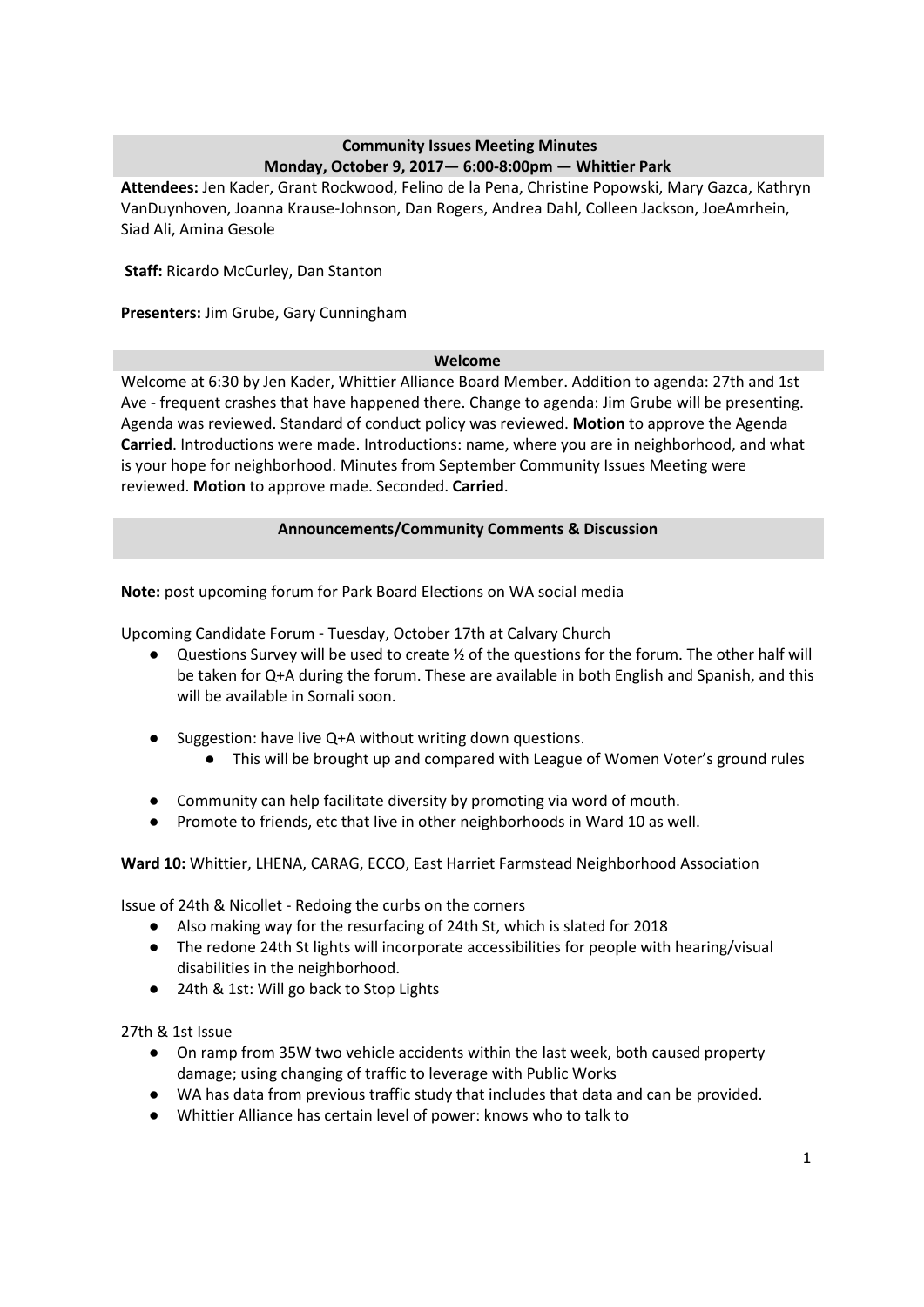## Community Issues Meeting Minutes
### Monday, October 9, 2017— 6:00-8:00pm — Whittier Park

**Attendees:** Jen Kader, Grant Rockwood, Felino de la Pena, Christine Popowski, Mary Gazca, Kathryn VanDuynhoven, Joanna Krause-Johnson, Dan Rogers, Andrea Dahl, Colleen Jackson, JoeAmrhein, Siad Ali, Amina Gesole

**Staff:** Ricardo McCurley, Dan Stanton

**Presenters:** Jim Grube, Gary Cunningham

### Welcome

Welcome at 6:30 by Jen Kader, Whittier Alliance Board Member. Addition to agenda: 27th and 1st Ave - frequent crashes that have happened there. Change to agenda: Jim Grube will be presenting. Agenda was reviewed. Standard of conduct policy was reviewed. **Motion** to approve the Agenda **Carried**. Introductions were made. Introductions: name, where you are in neighborhood, and what is your hope for neighborhood. Minutes from September Community Issues Meeting were reviewed. **Motion** to approve made. Seconded. **Carried**.

### Announcements/Community Comments & Discussion

**Note:** post upcoming forum for Park Board Elections on WA social media

Upcoming Candidate Forum - Tuesday, October 17th at Calvary Church

- Questions Survey will be used to create ½ of the questions for the forum. The other half will be taken for Q+A during the forum. These are available in both English and Spanish, and this will be available in Somali soon.
- Suggestion: have live Q+A without writing down questions.
  - This will be brought up and compared with League of Women Voter's ground rules
- Community can help facilitate diversity by promoting via word of mouth.
- Promote to friends, etc that live in other neighborhoods in Ward 10 as well.

**Ward 10:** Whittier, LHENA, CARAG, ECCO, East Harriet Farmstead Neighborhood Association

Issue of 24th & Nicollet - Redoing the curbs on the corners

- Also making way for the resurfacing of 24th St, which is slated for 2018
- The redone 24th St lights will incorporate accessibilities for people with hearing/visual disabilities in the neighborhood.
- 24th & 1st: Will go back to Stop Lights

27th & 1st Issue

- On ramp from 35W two vehicle accidents within the last week, both caused property damage; using changing of traffic to leverage with Public Works
- WA has data from previous traffic study that includes that data and can be provided.
- Whittier Alliance has certain level of power: knows who to talk to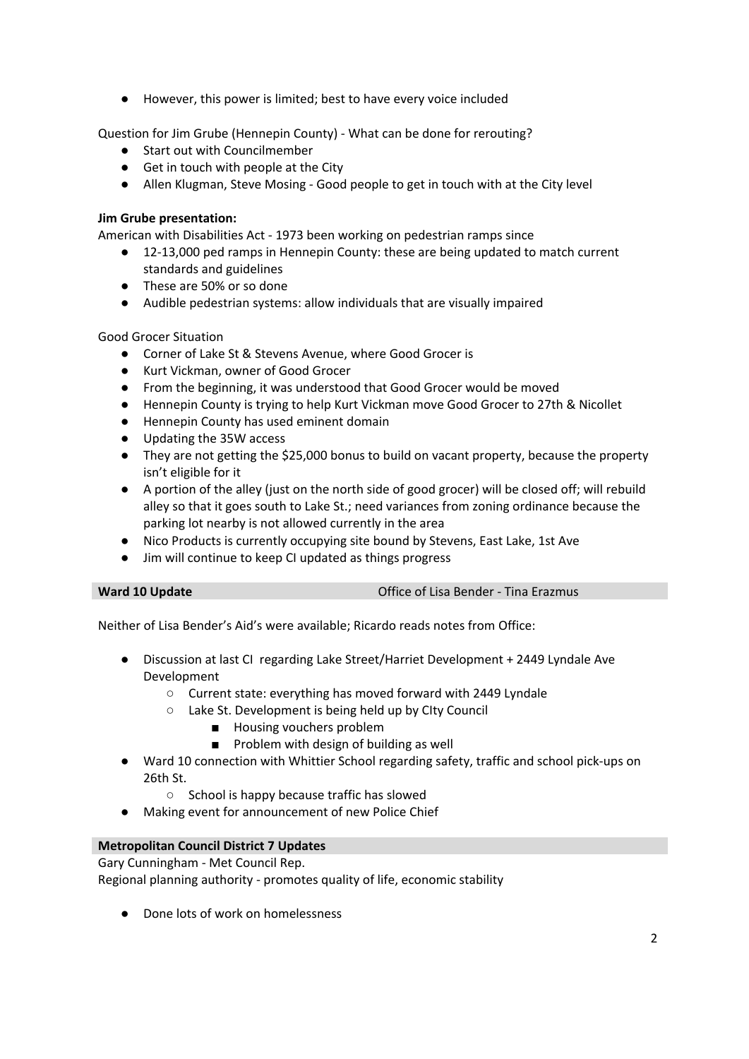- However, this power is limited; best to have every voice included

Question for Jim Grube (Hennepin County) - What can be done for rerouting?

- Start out with Councilmember
- Get in touch with people at the City
- Allen Klugman, Steve Mosing - Good people to get in touch with at the City level

**Jim Grube presentation:**

American with Disabilities Act - 1973 been working on pedestrian ramps since

- 12-13,000 ped ramps in Hennepin County: these are being updated to match current standards and guidelines
- These are 50% or so done
- Audible pedestrian systems: allow individuals that are visually impaired

Good Grocer Situation

- Corner of Lake St & Stevens Avenue, where Good Grocer is
- Kurt Vickman, owner of Good Grocer
- From the beginning, it was understood that Good Grocer would be moved
- Hennepin County is trying to help Kurt Vickman move Good Grocer to 27th & Nicollet
- Hennepin County has used eminent domain
- Updating the 35W access
- They are not getting the $25,000 bonus to build on vacant property, because the property isn't eligible for it
- A portion of the alley (just on the north side of good grocer) will be closed off; will rebuild alley so that it goes south to Lake St.; need variances from zoning ordinance because the parking lot nearby is not allowed currently in the area
- Nico Products is currently occupying site bound by Stevens, East Lake, 1st Ave
- Jim will continue to keep CI updated as things progress

| **Ward 10 Update** | Office of Lisa Bender - Tina Erazmus |
|---|---|

Neither of Lisa Bender's Aid's were available; Ricardo reads notes from Office:

- Discussion at last CI regarding Lake Street/Harriet Development + 2449 Lyndale Ave Development
  - Current state: everything has moved forward with 2449 Lyndale
  - Lake St. Development is being held up by CIty Council
    - Housing vouchers problem
    - Problem with design of building as well
- Ward 10 connection with Whittier School regarding safety, traffic and school pick-ups on 26th St.
  - School is happy because traffic has slowed
- Making event for announcement of new Police Chief

**Metropolitan Council District 7 Updates**

Gary Cunningham - Met Council Rep.

Regional planning authority - promotes quality of life, economic stability

- Done lots of work on homelessness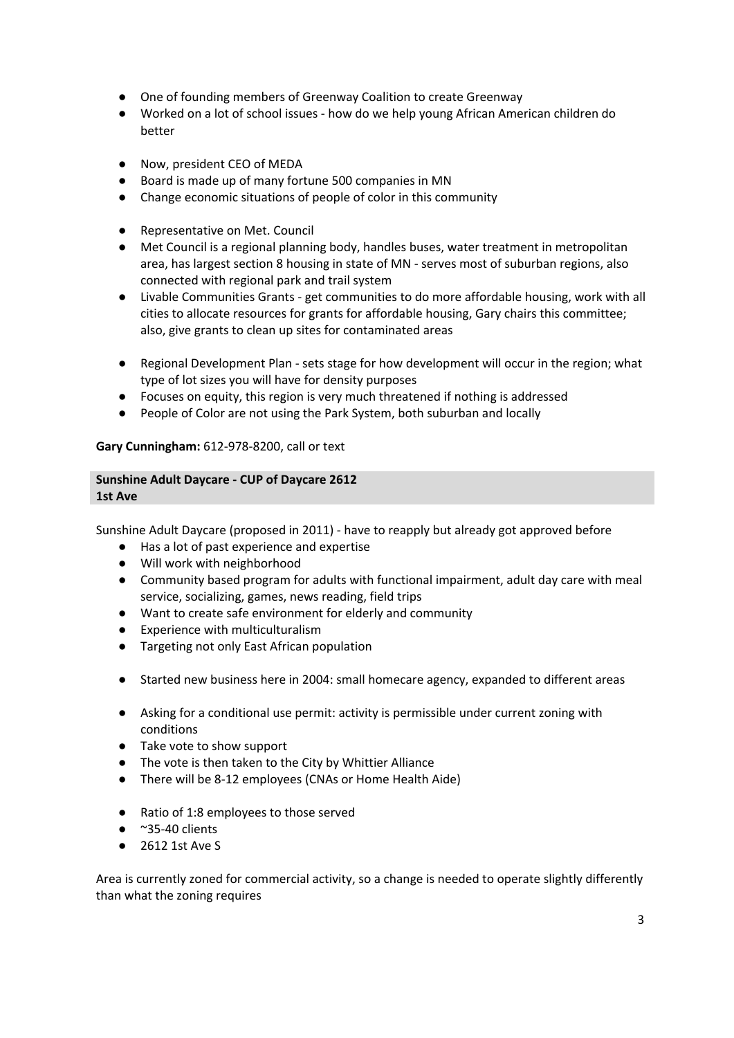- One of founding members of Greenway Coalition to create Greenway
- Worked on a lot of school issues - how do we help young African American children do better

- Now, president CEO of MEDA
- Board is made up of many fortune 500 companies in MN
- Change economic situations of people of color in this community

- Representative on Met. Council
- Met Council is a regional planning body, handles buses, water treatment in metropolitan area, has largest section 8 housing in state of MN - serves most of suburban regions, also connected with regional park and trail system
- Livable Communities Grants - get communities to do more affordable housing, work with all cities to allocate resources for grants for affordable housing, Gary chairs this committee; also, give grants to clean up sites for contaminated areas

- Regional Development Plan - sets stage for how development will occur in the region; what type of lot sizes you will have for density purposes
- Focuses on equity, this region is very much threatened if nothing is addressed
- People of Color are not using the Park System, both suburban and locally

**Gary Cunningham:** 612-978-8200, call or text

**Sunshine Adult Daycare - CUP of Daycare 2612 1st Ave**

Sunshine Adult Daycare (proposed in 2011) - have to reapply but already got approved before

- Has a lot of past experience and expertise
- Will work with neighborhood
- Community based program for adults with functional impairment, adult day care with meal service, socializing, games, news reading, field trips
- Want to create safe environment for elderly and community
- Experience with multiculturalism
- Targeting not only East African population

- Started new business here in 2004: small homecare agency, expanded to different areas

- Asking for a conditional use permit: activity is permissible under current zoning with conditions
- Take vote to show support
- The vote is then taken to the City by Whittier Alliance
- There will be 8-12 employees (CNAs or Home Health Aide)

- Ratio of 1:8 employees to those served
- ~35-40 clients
- 2612 1st Ave S

Area is currently zoned for commercial activity, so a change is needed to operate slightly differently than what the zoning requires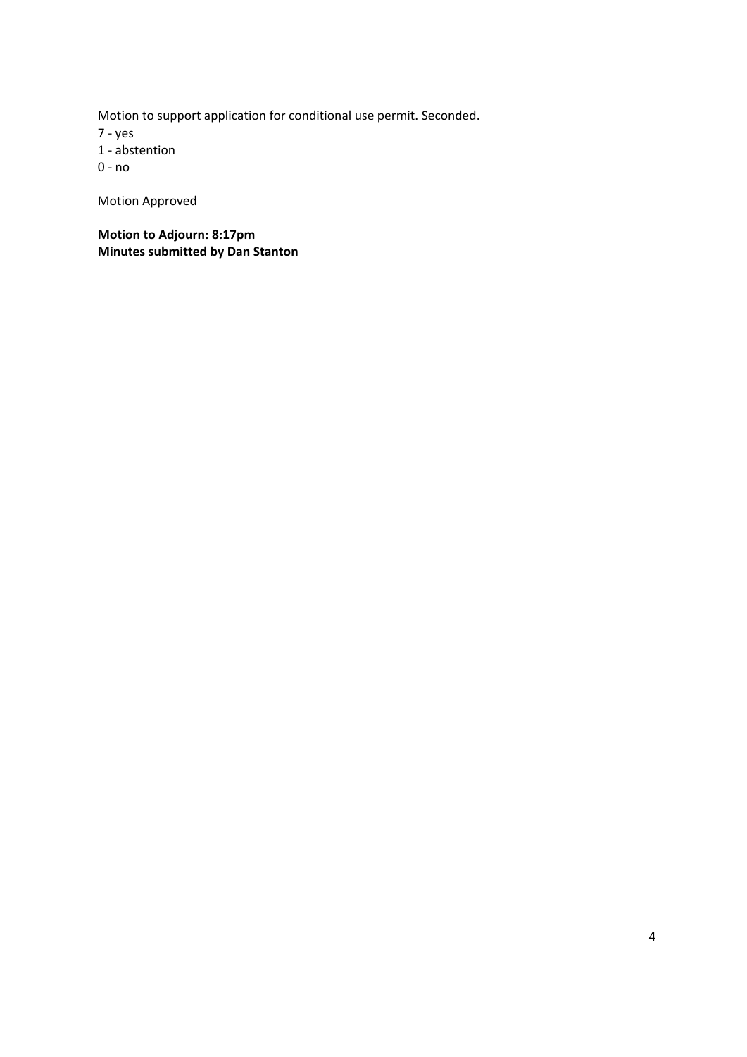Motion to support application for conditional use permit. Seconded.
7 - yes
1 - abstention
0 - no

Motion Approved

**Motion to Adjourn: 8:17pm**
**Minutes submitted by Dan Stanton**